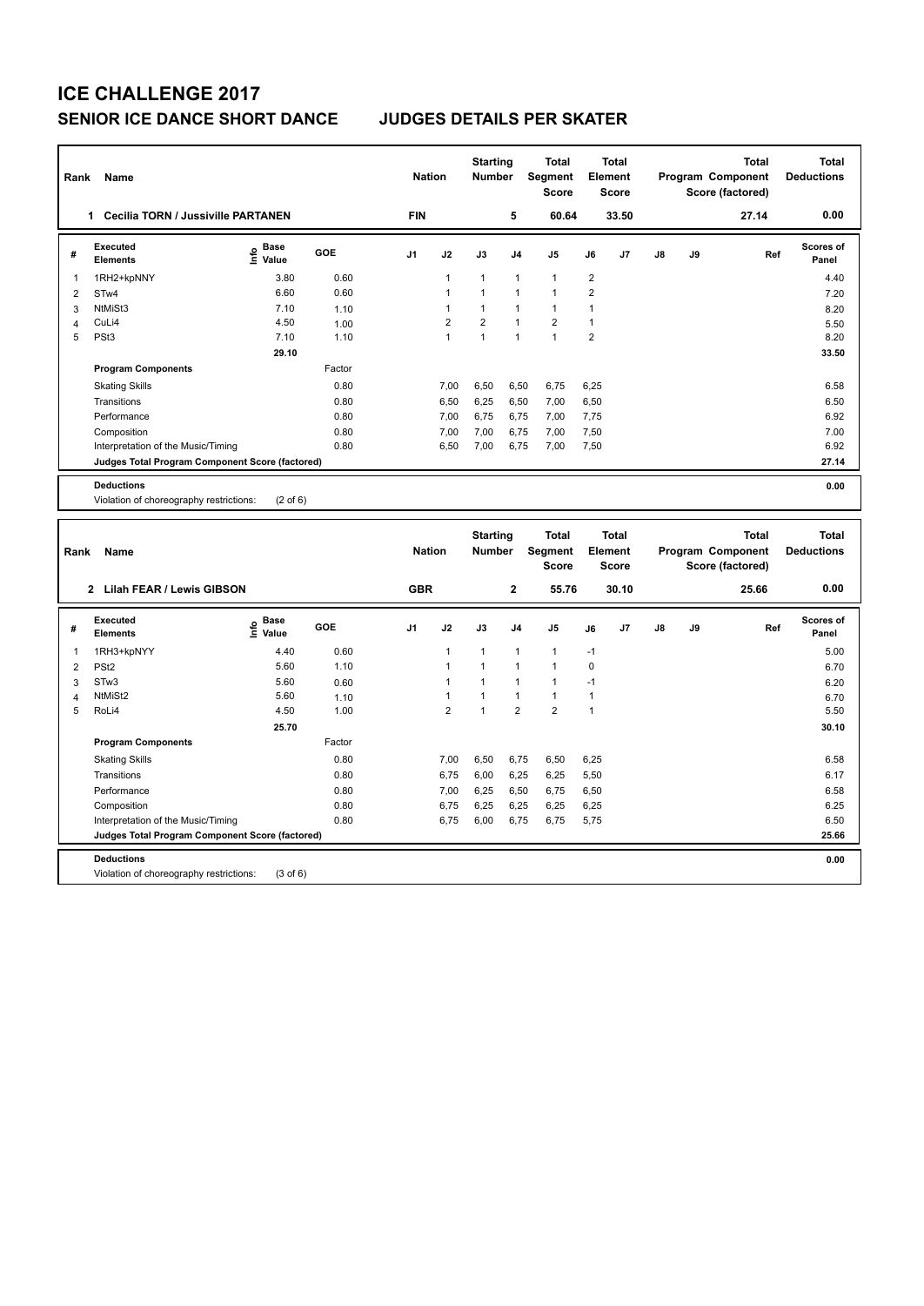# ICE CHALLENGE 2017

## SENIOR ICE DANCE SHORT DANCE JUDGES DETAILS PER SKATER

| Rank | Name | Nation | Starting Number | Total Segment Score | Total Element Score | Total Program Component Score (factored) | Total Deductions |
|---|---|---|---|---|---|---|---|
| 1 | Cecilia TORN / Jussiville PARTANEN | FIN | 5 | 60.64 | 33.50 | 27.14 | 0.00 |

| # | Executed Elements | Info | Base Value | GOE | J1 | J2 | J3 | J4 | J5 | J6 | J7 | J8 | J9 | Ref | Scores of Panel |
|---|---|---|---|---|---|---|---|---|---|---|---|---|---|---|---|
| 1 | 1RH2+kpNNY | | 3.80 | 0.60 | | 1 | 1 | 1 | 1 | 2 | | | | | 4.40 |
| 2 | STw4 | | 6.60 | 0.60 | | 1 | 1 | 1 | 1 | 2 | | | | | 7.20 |
| 3 | NtMiSt3 | | 7.10 | 1.10 | | 1 | 1 | 1 | 1 | 1 | | | | | 8.20 |
| 4 | CuLi4 | | 4.50 | 1.00 | | 2 | 2 | 1 | 2 | 1 | | | | | 5.50 |
| 5 | PSt3 | | 7.10 | 1.10 | | 1 | 1 | 1 | 1 | 2 | | | | | 8.20 |
| | | | 29.10 | | | | | | | | | | | | 33.50 |
| | **Program Components** | | | Factor | | | | | | | | | | | |
| | Skating Skills | | | 0.80 | | 7,00 | 6,50 | 6,50 | 6,75 | 6,25 | | | | | 6.58 |
| | Transitions | | | 0.80 | | 6,50 | 6,25 | 6,50 | 7,00 | 6,50 | | | | | 6.50 |
| | Performance | | | 0.80 | | 7,00 | 6,75 | 6,75 | 7,00 | 7,75 | | | | | 6.92 |
| | Composition | | | 0.80 | | 7,00 | 7,00 | 6,75 | 7,00 | 7,50 | | | | | 7.00 |
| | Interpretation of the Music/Timing | | | 0.80 | | 6,50 | 7,00 | 6,75 | 7,00 | 7,50 | | | | | 6.92 |
| | **Judges Total Program Component Score (factored)** | | | | | | | | | | | | | | 27.14 |

**Deductions** 0.00

Violation of choreography restrictions: (2 of 6)

| Rank | Name | Nation | Starting Number | Total Segment Score | Total Element Score | Total Program Component Score (factored) | Total Deductions |
|---|---|---|---|---|---|---|---|
| 2 | Lilah FEAR / Lewis GIBSON | GBR | 2 | 55.76 | 30.10 | 25.66 | 0.00 |

| # | Executed Elements | Info | Base Value | GOE | J1 | J2 | J3 | J4 | J5 | J6 | J7 | J8 | J9 | Ref | Scores of Panel |
|---|---|---|---|---|---|---|---|---|---|---|---|---|---|---|---|
| 1 | 1RH3+kpNYY | | 4.40 | 0.60 | | 1 | 1 | 1 | 1 | -1 | | | | | 5.00 |
| 2 | PSt2 | | 5.60 | 1.10 | | 1 | 1 | 1 | 1 | 0 | | | | | 6.70 |
| 3 | STw3 | | 5.60 | 0.60 | | 1 | 1 | 1 | 1 | -1 | | | | | 6.20 |
| 4 | NtMiSt2 | | 5.60 | 1.10 | | 1 | 1 | 1 | 1 | 1 | | | | | 6.70 |
| 5 | RoLi4 | | 4.50 | 1.00 | | 2 | 1 | 2 | 2 | 1 | | | | | 5.50 |
| | | | 25.70 | | | | | | | | | | | | 30.10 |
| | **Program Components** | | | Factor | | | | | | | | | | | |
| | Skating Skills | | | 0.80 | | 7,00 | 6,50 | 6,75 | 6,50 | 6,25 | | | | | 6.58 |
| | Transitions | | | 0.80 | | 6,75 | 6,00 | 6,25 | 6,25 | 5,50 | | | | | 6.17 |
| | Performance | | | 0.80 | | 7,00 | 6,25 | 6,50 | 6,75 | 6,50 | | | | | 6.58 |
| | Composition | | | 0.80 | | 6,75 | 6,25 | 6,25 | 6,25 | 6,25 | | | | | 6.25 |
| | Interpretation of the Music/Timing | | | 0.80 | | 6,75 | 6,00 | 6,75 | 6,75 | 5,75 | | | | | 6.50 |
| | **Judges Total Program Component Score (factored)** | | | | | | | | | | | | | | 25.66 |

**Deductions** 0.00

Violation of choreography restrictions: (3 of 6)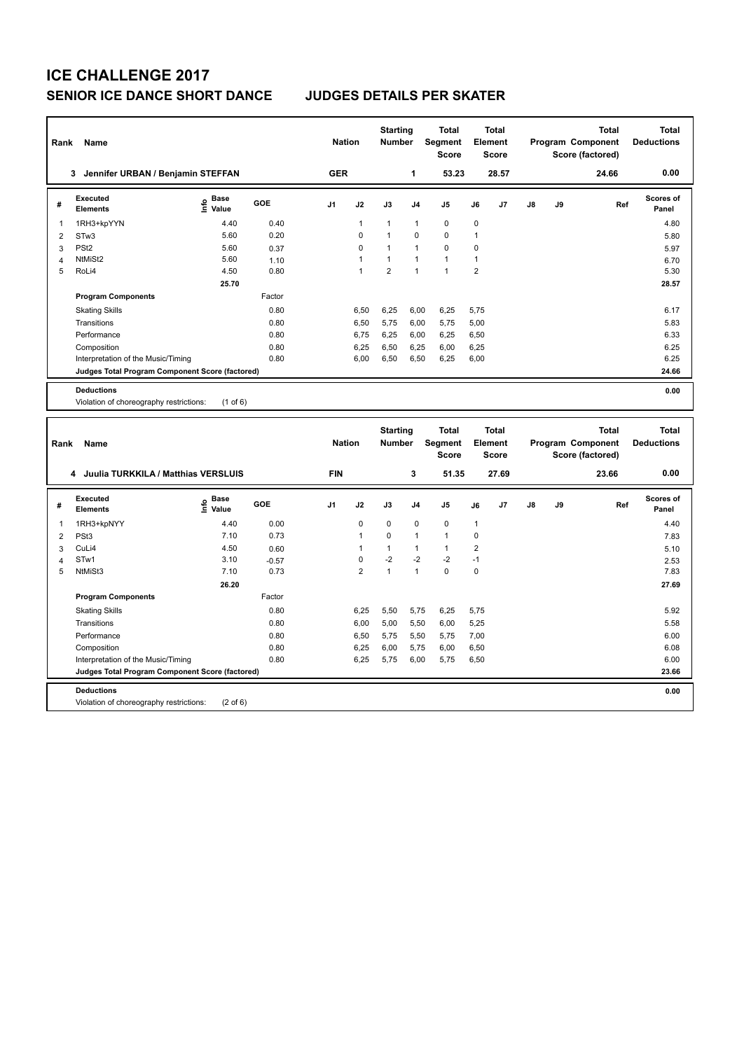# ICE CHALLENGE 2017

## SENIOR ICE DANCE SHORT DANCE JUDGES DETAILS PER SKATER

| Rank | Name | Nation | Starting Number | Total Segment Score | Total Element Score | Total Program Component Score (factored) | Total Deductions |
|---|---|---|---|---|---|---|---|
| 3 | Jennifer URBAN / Benjamin STEFFAN | GER | 1 | 53.23 | 28.57 | 24.66 | 0.00 |

| # | Executed Elements | Info | Base Value | GOE | J1 | J2 | J3 | J4 | J5 | J6 | J7 | J8 | J9 | Ref | Scores of Panel |
|---|---|---|---|---|---|---|---|---|---|---|---|---|---|---|---|
| 1 | 1RH3+kpYYN | | 4.40 | 0.40 | | 1 | 1 | 1 | 0 | 0 | | | | | 4.80 |
| 2 | STw3 | | 5.60 | 0.20 | | 0 | 1 | 0 | 0 | 1 | | | | | 5.80 |
| 3 | PSt2 | | 5.60 | 0.37 | | 0 | 1 | 1 | 0 | 0 | | | | | 5.97 |
| 4 | NtMiSt2 | | 5.60 | 1.10 | | 1 | 1 | 1 | 1 | 1 | | | | | 6.70 |
| 5 | RoLi4 | | 4.50 | 0.80 | | 1 | 2 | 1 | 1 | 2 | | | | | 5.30 |
| | | | 25.70 | | | | | | | | | | | | 28.57 |
| | **Program Components** | | | Factor | | | | | | | | | | | |
| | Skating Skills | | | 0.80 | | 6,50 | 6,25 | 6,00 | 6,25 | 5,75 | | | | | 6.17 |
| | Transitions | | | 0.80 | | 6,50 | 5,75 | 6,00 | 5,75 | 5,00 | | | | | 5.83 |
| | Performance | | | 0.80 | | 6,75 | 6,25 | 6,00 | 6,25 | 6,50 | | | | | 6.33 |
| | Composition | | | 0.80 | | 6,25 | 6,50 | 6,25 | 6,00 | 6,25 | | | | | 6.25 |
| | Interpretation of the Music/Timing | | | 0.80 | | 6,00 | 6,50 | 6,50 | 6,25 | 6,00 | | | | | 6.25 |
| | **Judges Total Program Component Score (factored)** | | | | | | | | | | | | | | 24.66 |

**Deductions** 0.00

Violation of choreography restrictions: (1 of 6)

| Rank | Name | Nation | Starting Number | Total Segment Score | Total Element Score | Total Program Component Score (factored) | Total Deductions |
|---|---|---|---|---|---|---|---|
| 4 | Juulia TURKKILA / Matthias VERSLUIS | FIN | 3 | 51.35 | 27.69 | 23.66 | 0.00 |

| # | Executed Elements | Info | Base Value | GOE | J1 | J2 | J3 | J4 | J5 | J6 | J7 | J8 | J9 | Ref | Scores of Panel |
|---|---|---|---|---|---|---|---|---|---|---|---|---|---|---|---|
| 1 | 1RH3+kpNYY | | 4.40 | 0.00 | | 0 | 0 | 0 | 0 | 1 | | | | | 4.40 |
| 2 | PSt3 | | 7.10 | 0.73 | | 1 | 0 | 1 | 1 | 0 | | | | | 7.83 |
| 3 | CuLi4 | | 4.50 | 0.60 | | 1 | 1 | 1 | 1 | 2 | | | | | 5.10 |
| 4 | STw1 | | 3.10 | -0.57 | | 0 | -2 | -2 | -2 | -1 | | | | | 2.53 |
| 5 | NtMiSt3 | | 7.10 | 0.73 | | 2 | 1 | 1 | 0 | 0 | | | | | 7.83 |
| | | | 26.20 | | | | | | | | | | | | 27.69 |
| | **Program Components** | | | Factor | | | | | | | | | | | |
| | Skating Skills | | | 0.80 | | 6,25 | 5,50 | 5,75 | 6,25 | 5,75 | | | | | 5.92 |
| | Transitions | | | 0.80 | | 6,00 | 5,00 | 5,50 | 6,00 | 5,25 | | | | | 5.58 |
| | Performance | | | 0.80 | | 6,50 | 5,75 | 5,50 | 5,75 | 7,00 | | | | | 6.00 |
| | Composition | | | 0.80 | | 6,25 | 6,00 | 5,75 | 6,00 | 6,50 | | | | | 6.08 |
| | Interpretation of the Music/Timing | | | 0.80 | | 6,25 | 5,75 | 6,00 | 5,75 | 6,50 | | | | | 6.00 |
| | **Judges Total Program Component Score (factored)** | | | | | | | | | | | | | | 23.66 |

**Deductions** 0.00

Violation of choreography restrictions: (2 of 6)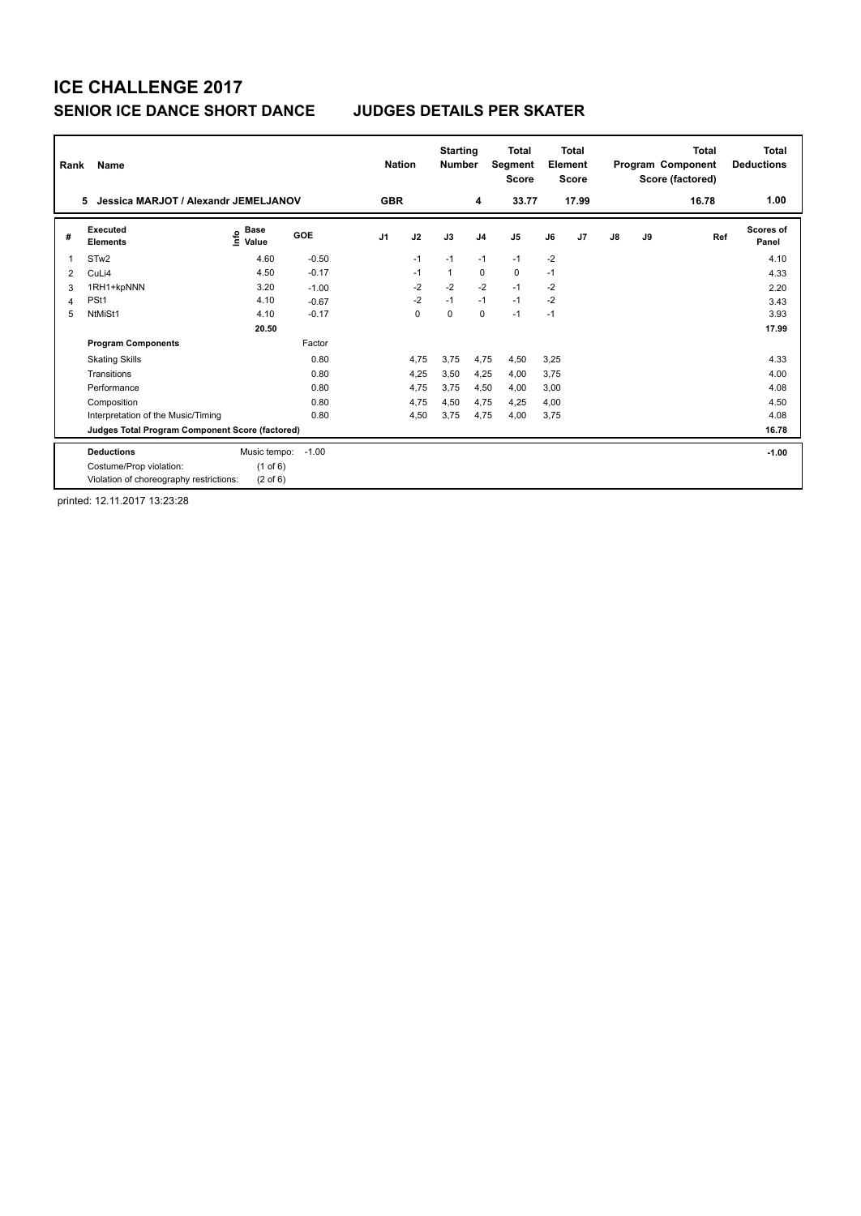# ICE CHALLENGE 2017

## SENIOR ICE DANCE SHORT DANCE JUDGES DETAILS PER SKATER

| Rank | Name | Nation | Starting Number | Total Segment Score | Total Element Score | Total Program Component Score (factored) | Total Deductions |
|---|---|---|---|---|---|---|---|
| 5 | Jessica MARJOT / Alexandr JEMELJANOV | GBR | 4 | 33.77 | 17.99 | 16.78 | 1.00 |

| # | Executed Elements | Info | Base Value | GOE | J1 | J2 | J3 | J4 | J5 | J6 | J7 | J8 | J9 | Ref | Scores of Panel |
|---|---|---|---|---|---|---|---|---|---|---|---|---|---|---|---|
| 1 | STw2 | | 4.60 | -0.50 | | -1 | -1 | -1 | -1 | -2 | | | | | 4.10 |
| 2 | CuLi4 | | 4.50 | -0.17 | | -1 | 1 | 0 | 0 | -1 | | | | | 4.33 |
| 3 | 1RH1+kpNNN | | 3.20 | -1.00 | | -2 | -2 | -2 | -1 | -2 | | | | | 2.20 |
| 4 | PSt1 | | 4.10 | -0.67 | | -2 | -1 | -1 | -1 | -2 | | | | | 3.43 |
| 5 | NtMiSt1 | | 4.10 | -0.17 | | 0 | 0 | 0 | -1 | -1 | | | | | 3.93 |
| | | | 20.50 | | | | | | | | | | | | 17.99 |
| | **Program Components** | | | Factor | | | | | | | | | | | |
| | Skating Skills | | | 0.80 | | 4,75 | 3,75 | 4,75 | 4,50 | 3,25 | | | | | 4.33 |
| | Transitions | | | 0.80 | | 4,25 | 3,50 | 4,25 | 4,00 | 3,75 | | | | | 4.00 |
| | Performance | | | 0.80 | | 4,75 | 3,75 | 4,50 | 4,00 | 3,00 | | | | | 4.08 |
| | Composition | | | 0.80 | | 4,75 | 4,50 | 4,75 | 4,25 | 4,00 | | | | | 4.50 |
| | Interpretation of the Music/Timing | | | 0.80 | | 4,50 | 3,75 | 4,75 | 4,00 | 3,75 | | | | | 4.08 |
| | **Judges Total Program Component Score (factored)** | | | | | | | | | | | | | | 16.78 |
| | **Deductions** | | Music tempo: | -1.00 | | | | | | | | | | | -1.00 |
| | Costume/Prop violation: | | (1 of 6) | | | | | | | | | | | | |
| | Violation of choreography restrictions: | | (2 of 6) | | | | | | | | | | | | |

printed: 12.11.2017 13:23:28